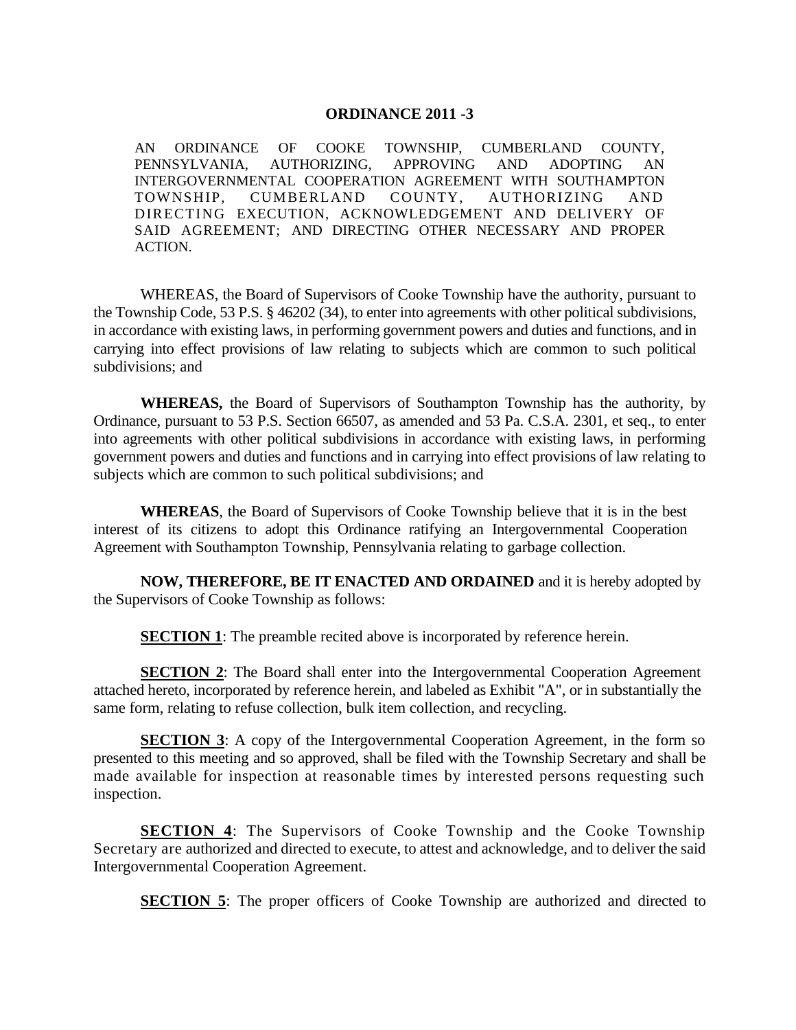# ORDINANCE 2011 -3

AN ORDINANCE OF COOKE TOWNSHIP, CUMBERLAND COUNTY, PENNSYLVANIA, AUTHORIZING, APPROVING AND ADOPTING AN INTERGOVERNMENTAL COOPERATION AGREEMENT WITH SOUTHAMPTON TOWNSHIP, CUMBERLAND COUNTY, AUTHORIZING AND DIRECTING EXECUTION, ACKNOWLEDGEMENT AND DELIVERY OF SAID AGREEMENT; AND DIRECTING OTHER NECESSARY AND PROPER ACTION.

WHEREAS, the Board of Supervisors of Cooke Township have the authority, pursuant to the Township Code, 53 P.S. § 46202 (34), to enter into agreements with other political subdivisions, in accordance with existing laws, in performing government powers and duties and functions, and in carrying into effect provisions of law relating to subjects which are common to such political subdivisions; and

**WHEREAS,** the Board of Supervisors of Southampton Township has the authority, by Ordinance, pursuant to 53 P.S. Section 66507, as amended and 53 Pa. C.S.A. 2301, et seq., to enter into agreements with other political subdivisions in accordance with existing laws, in performing government powers and duties and functions and in carrying into effect provisions of law relating to subjects which are common to such political subdivisions; and

**WHEREAS**, the Board of Supervisors of Cooke Township believe that it is in the best interest of its citizens to adopt this Ordinance ratifying an Intergovernmental Cooperation Agreement with Southampton Township, Pennsylvania relating to garbage collection.

**NOW, THEREFORE, BE IT ENACTED AND ORDAINED** and it is hereby adopted by the Supervisors of Cooke Township as follows:

**SECTION 1**: The preamble recited above is incorporated by reference herein.

**SECTION 2**: The Board shall enter into the Intergovernmental Cooperation Agreement attached hereto, incorporated by reference herein, and labeled as Exhibit "A", or in substantially the same form, relating to refuse collection, bulk item collection, and recycling.

**SECTION 3**: A copy of the Intergovernmental Cooperation Agreement, in the form so presented to this meeting and so approved, shall be filed with the Township Secretary and shall be made available for inspection at reasonable times by interested persons requesting such inspection.

**SECTION 4**: The Supervisors of Cooke Township and the Cooke Township Secretary are authorized and directed to execute, to attest and acknowledge, and to deliver the said Intergovernmental Cooperation Agreement.

**SECTION 5**: The proper officers of Cooke Township are authorized and directed to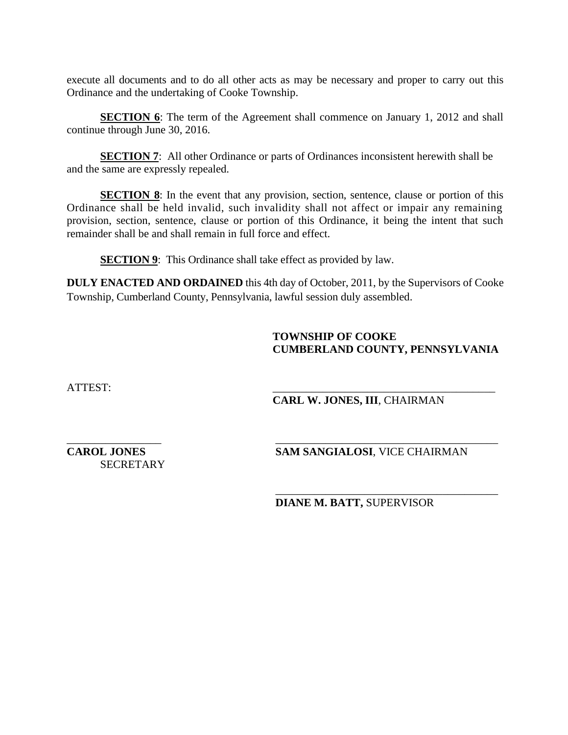execute all documents and to do all other acts as may be necessary and proper to carry out this Ordinance and the undertaking of Cooke Township.

**SECTION 6**: The term of the Agreement shall commence on January 1, 2012 and shall continue through June 30, 2016.

**SECTION 7**: All other Ordinance or parts of Ordinances inconsistent herewith shall be and the same are expressly repealed.

**SECTION 8**: In the event that any provision, section, sentence, clause or portion of this Ordinance shall be held invalid, such invalidity shall not affect or impair any remaining provision, section, sentence, clause or portion of this Ordinance, it being the intent that such remainder shall be and shall remain in full force and effect.

**SECTION 9**: This Ordinance shall take effect as provided by law.

**DULY ENACTED AND ORDAINED** this 4th day of October, 2011, by the Supervisors of Cooke Township, Cumberland County, Pennsylvania, lawful session duly assembled.

**TOWNSHIP OF COOKE**
**CUMBERLAND COUNTY, PENNSYLVANIA**

ATTEST:

\_\_\_\_\_\_\_\_\_\_\_\_\_\_\_\_\_\_\_\_\_\_\_\_\_\_\_\_\_\_\_\_\_\_\_\_\_\_\_\_\_
**CARL W. JONES, III**, CHAIRMAN

\_\_\_\_\_\_\_\_\_\_\_\_\_\_\_\_\_\_
**CAROL JONES**
SECRETARY

\_\_\_\_\_\_\_\_\_\_\_\_\_\_\_\_\_\_\_\_\_\_\_\_\_\_\_\_\_\_\_\_\_\_\_\_\_\_\_\_\_
**SAM SANGIALOSI**, VICE CHAIRMAN

\_\_\_\_\_\_\_\_\_\_\_\_\_\_\_\_\_\_\_\_\_\_\_\_\_\_\_\_\_\_\_\_\_\_\_\_\_\_\_\_\_
**DIANE M. BATT,** SUPERVISOR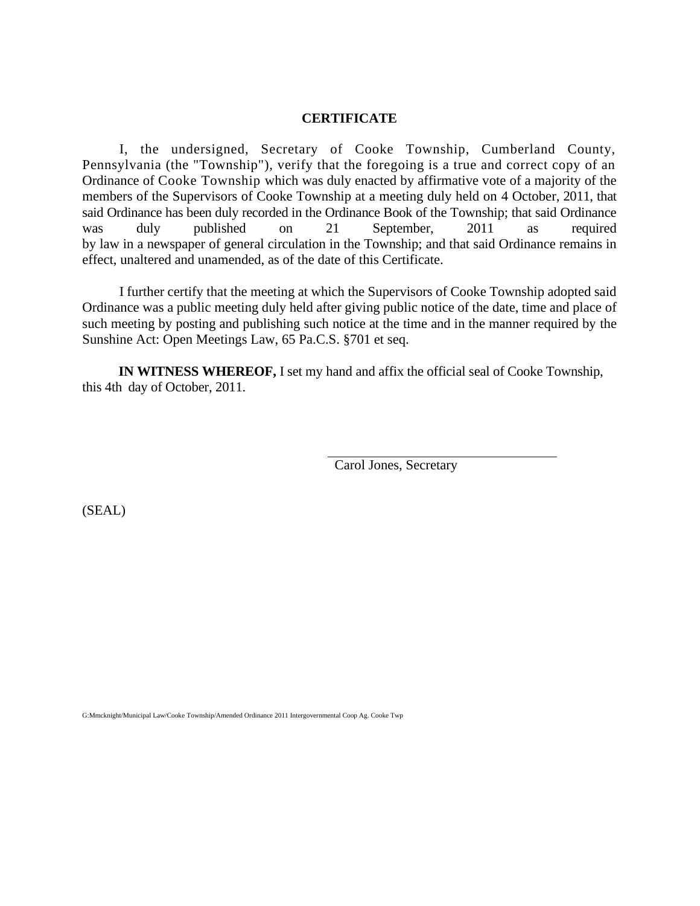## CERTIFICATE

I, the undersigned, Secretary of Cooke Township, Cumberland County, Pennsylvania (the "Township"), verify that the foregoing is a true and correct copy of an Ordinance of Cooke Township which was duly enacted by affirmative vote of a majority of the members of the Supervisors of Cooke Township at a meeting duly held on 4 October, 2011, that said Ordinance has been duly recorded in the Ordinance Book of the Township; that said Ordinance was duly published on 21 September, 2011 as required by law in a newspaper of general circulation in the Township; and that said Ordinance remains in effect, unaltered and unamended, as of the date of this Certificate.

I further certify that the meeting at which the Supervisors of Cooke Township adopted said Ordinance was a public meeting duly held after giving public notice of the date, time and place of such meeting by posting and publishing such notice at the time and in the manner required by the Sunshine Act: Open Meetings Law, 65 Pa.C.S. §701 et seq.

**IN WITNESS WHEREOF,** I set my hand and affix the official seal of Cooke Township, this 4th day of October, 2011.

\_\_\_\_\_\_\_\_\_\_\_\_\_\_\_\_\_\_\_\_\_\_\_\_\_\_\_\_\_\_\_\_\_\_
Carol Jones, Secretary

(SEAL)

G:Mmcknight/Municipal Law/Cooke Township/Amended Ordinance 2011 Intergovernmental Coop Ag. Cooke Twp